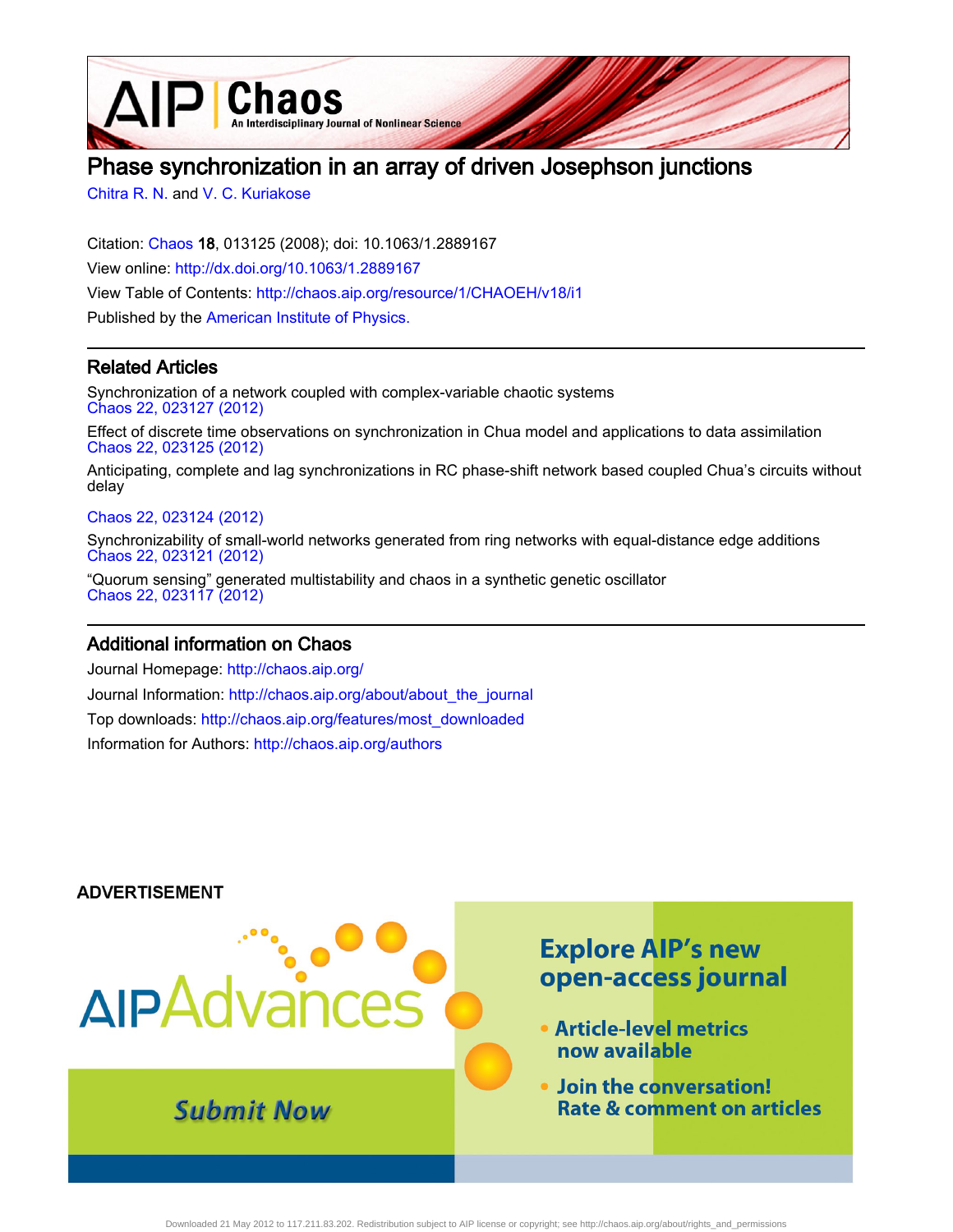# Phase synchronization in an array of driven Josephson junctions

Chitra R. N. and V. C. Kuriakose

Citation: Chaos **18**, 013125 (2008); doi: 10.1063/1.2889167

View online: http://dx.doi.org/10.1063/1.2889167

View Table of Contents: http://chaos.aip.org/resource/1/CHAOEH/v18/i1

Published by the American Institute of Physics.

## Related Articles

Synchronization of a network coupled with complex-variable chaotic systems
Chaos 22, 023127 (2012)

Effect of discrete time observations on synchronization in Chua model and applications to data assimilation
Chaos 22, 023125 (2012)

Anticipating, complete and lag synchronizations in RC phase-shift network based coupled Chua's circuits without delay
Chaos 22, 023124 (2012)

Synchronizability of small-world networks generated from ring networks with equal-distance edge additions
Chaos 22, 023121 (2012)

"Quorum sensing" generated multistability and chaos in a synthetic genetic oscillator
Chaos 22, 023117 (2012)

## Additional information on Chaos

Journal Homepage: http://chaos.aip.org/

Journal Information: http://chaos.aip.org/about/about_the_journal

Top downloads: http://chaos.aip.org/features/most_downloaded

Information for Authors: http://chaos.aip.org/authors

Downloaded 21 May 2012 to 117.211.83.202. Redistribution subject to AIP license or copyright; see http://chaos.aip.org/about/rights_and_permissions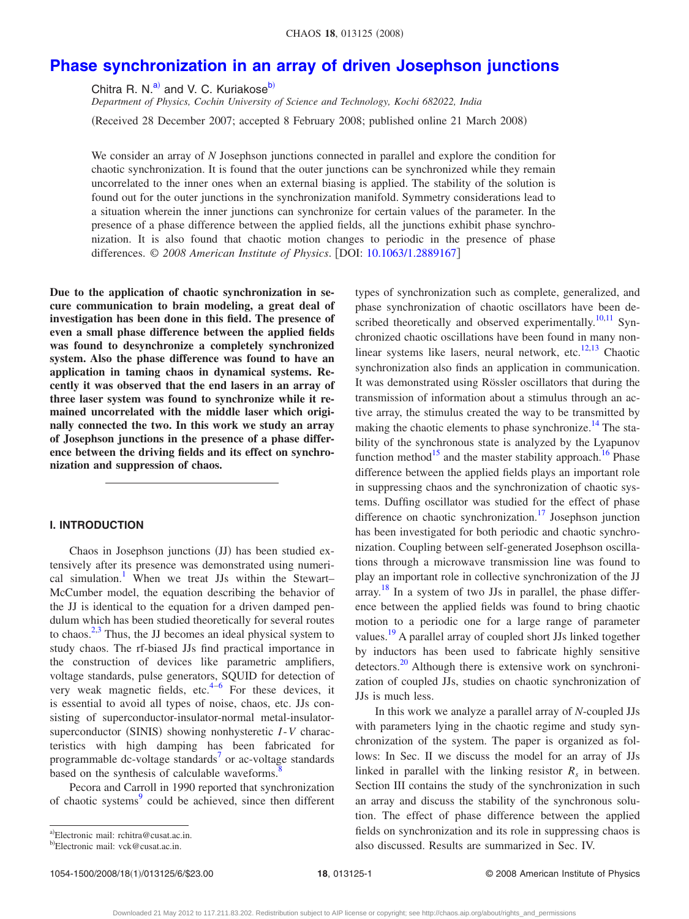# Phase synchronization in an array of driven Josephson junctions

Chitra R. N.[a] and V. C. Kuriakose[b]

*Department of Physics, Cochin University of Science and Technology, Kochi 682022, India*

(Received 28 December 2007; accepted 8 February 2008; published online 21 March 2008)

We consider an array of $N$ Josephson junctions connected in parallel and explore the condition for chaotic synchronization. It is found that the outer junctions can be synchronized while they remain uncorrelated to the inner ones when an external biasing is applied. The stability of the solution is found out for the outer junctions in the synchronization manifold. Symmetry considerations lead to a situation wherein the inner junctions can synchronize for certain values of the parameter. In the presence of a phase difference between the applied fields, all the junctions exhibit phase synchronization. It is also found that chaotic motion changes to periodic in the presence of phase differences. © *2008 American Institute of Physics*. [DOI: 10.1063/1.2889167]

**Due to the application of chaotic synchronization in secure communication to brain modeling, a great deal of investigation has been done in this field. The presence of even a small phase difference between the applied fields was found to desynchronize a completely synchronized system. Also the phase difference was found to have an application in taming chaos in dynamical systems. Recently it was observed that the end lasers in an array of three laser system was found to synchronize while it remained uncorrelated with the middle laser which originally connected the two. In this work we study an array of Josephson junctions in the presence of a phase difference between the driving fields and its effect on synchronization and suppression of chaos.**

## I. INTRODUCTION

Chaos in Josephson junctions (JJ) has been studied extensively after its presence was demonstrated using numerical simulation.[1] When we treat JJs within the Stewart–McCumber model, the equation describing the behavior of the JJ is identical to the equation for a driven damped pendulum which has been studied theoretically for several routes to chaos.[2,3] Thus, the JJ becomes an ideal physical system to study chaos. The rf-biased JJs find practical importance in the construction of devices like parametric amplifiers, voltage standards, pulse generators, SQUID for detection of very weak magnetic fields, etc.[4–6] For these devices, it is essential to avoid all types of noise, chaos, etc. JJs consisting of superconductor-insulator-normal metal-insulator-superconductor (SINIS) showing nonhysteretic $I$-$V$ characteristics with high damping has been fabricated for programmable dc-voltage standards[7] or ac-voltage standards based on the synthesis of calculable waveforms.[8]

Pecora and Carroll in 1990 reported that synchronization of chaotic systems[9] could be achieved, since then different types of synchronization such as complete, generalized, and phase synchronization of chaotic oscillators have been described theoretically and observed experimentally.[10,11] Synchronized chaotic oscillations have been found in many nonlinear systems like lasers, neural network, etc.[12,13] Chaotic synchronization also finds an application in communication. It was demonstrated using Rössler oscillators that during the transmission of information about a stimulus through an active array, the stimulus created the way to be transmitted by making the chaotic elements to phase synchronize.[14] The stability of the synchronous state is analyzed by the Lyapunov function method[15] and the master stability approach.[16] Phase difference between the applied fields plays an important role in suppressing chaos and the synchronization of chaotic systems. Duffing oscillator was studied for the effect of phase difference on chaotic synchronization.[17] Josephson junction has been investigated for both periodic and chaotic synchronization. Coupling between self-generated Josephson oscillations through a microwave transmission line was found to play an important role in collective synchronization of the JJ array.[18] In a system of two JJs in parallel, the phase difference between the applied fields was found to bring chaotic motion to a periodic one for a large range of parameter values.[19] A parallel array of coupled short JJs linked together by inductors has been used to fabricate highly sensitive detectors.[20] Although there is extensive work on synchronization of coupled JJs, studies on chaotic synchronization of JJs is much less.

In this work we analyze a parallel array of $N$-coupled JJs with parameters lying in the chaotic regime and study synchronization of the system. The paper is organized as follows: In Sec. II we discuss the model for an array of JJs linked in parallel with the linking resistor $R_s$ in between. Section III contains the study of the synchronization in such an array and discuss the stability of the synchronous solution. The effect of phase difference between the applied fields on synchronization and its role in suppressing chaos is also discussed. Results are summarized in Sec. IV.

[a]Electronic mail: rchitra@cusat.ac.in.

[b]Electronic mail: vck@cusat.ac.in.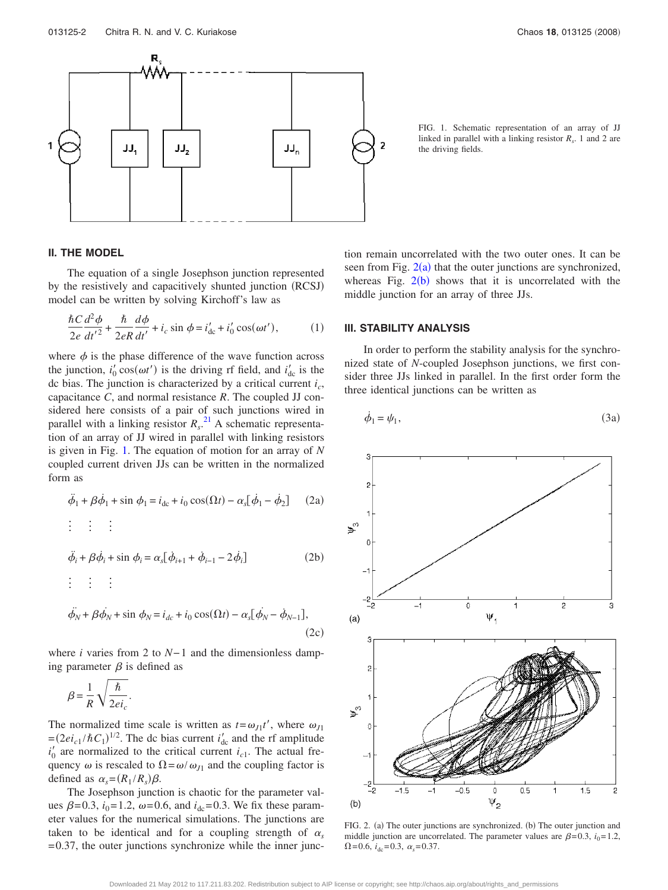FIG. 1. Schematic representation of an array of JJ linked in parallel with a linking resistor $R_s$. 1 and 2 are the driving fields.

## II. THE MODEL

The equation of a single Josephson junction represented by the resistively and capacitively shunted junction (RCSJ) model can be written by solving Kirchoff's law as

$$\frac{\hbar C}{2e}\frac{d^2\phi}{dt'^2} + \frac{\hbar}{2eR}\frac{d\phi}{dt'} + i_c \sin\phi = i'_{dc} + i'_0 \cos(\omega t'), \tag{1}$$

where $\phi$ is the phase difference of the wave function across the junction, $i'_0 \cos(\omega t')$ is the driving rf field, and $i'_{dc}$ is the dc bias. The junction is characterized by a critical current $i_c$, capacitance $C$, and normal resistance $R$. The coupled JJ considered here consists of a pair of such junctions wired in parallel with a linking resistor $R_s$.[21] A schematic representation of an array of JJ wired in parallel with linking resistors is given in Fig. 1. The equation of motion for an array of $N$ coupled current driven JJs can be written in the normalized form as

$$\ddot{\phi}_1 + \beta\dot{\phi}_1 + \sin\phi_1 = i_{dc} + i_0\cos(\Omega t) - \alpha_s[\dot{\phi}_1 - \dot{\phi}_2] \tag{2a}$$

$$\vdots \quad \vdots \quad \vdots$$

$$\ddot{\phi}_i + \beta\dot{\phi}_i + \sin\phi_i = \alpha_s[\dot{\phi}_{i+1} + \dot{\phi}_{i-1} - 2\dot{\phi}_i] \tag{2b}$$

$$\vdots \quad \vdots \quad \vdots$$

$$\ddot{\phi}_N + \beta\dot{\phi}_N + \sin\phi_N = i_{dc} + i_0\cos(\Omega t) - \alpha_s[\dot{\phi}_N - \dot{\phi}_{N-1}], \tag{2c}$$

where $i$ varies from 2 to $N-1$ and the dimensionless damping parameter $\beta$ is defined as

$$\beta = \frac{1}{R}\sqrt{\frac{\hbar}{2ei_c}}.$$

The normalized time scale is written as $t = \omega_{J1}t'$, where $\omega_{J1} = (2ei_{c1}/\hbar C_1)^{1/2}$. The dc bias current $i'_{dc}$ and the rf amplitude $i'_0$ are normalized to the critical current $i_{c1}$. The actual frequency $\omega$ is rescaled to $\Omega = \omega/\omega_{J1}$ and the coupling factor is defined as $\alpha_s = (R_1/R_s)\beta$.

The Josephson junction is chaotic for the parameter values $\beta = 0.3$, $i_0 = 1.2$, $\omega = 0.6$, and $i_{dc} = 0.3$. We fix these parameter values for the numerical simulations. The junctions are taken to be identical and for a coupling of $\alpha_s = 0.37$, the outer junctions synchronize while the inner junction remain uncorrelated with the two outer ones. It can be seen from Fig. 2(a) that the outer junctions are synchronized, whereas Fig. 2(b) shows that it is uncorrelated with the middle junction for an array of three JJs.

## III. STABILITY ANALYSIS

In order to perform the stability analysis for the synchronized state of $N$-coupled Josephson junctions, we first consider three JJs linked in parallel. In the first order form the three identical junctions can be written as

$$\dot{\phi}_1 = \psi_1, \tag{3a}$$

FIG. 2. (a) The outer junctions are synchronized. (b) The outer junction and middle junction are uncorrelated. The parameter values are $\beta = 0.3$, $i_0 = 1.2$, $\Omega = 0.6$, $i_{dc} = 0.3$, $\alpha_s = 0.37$.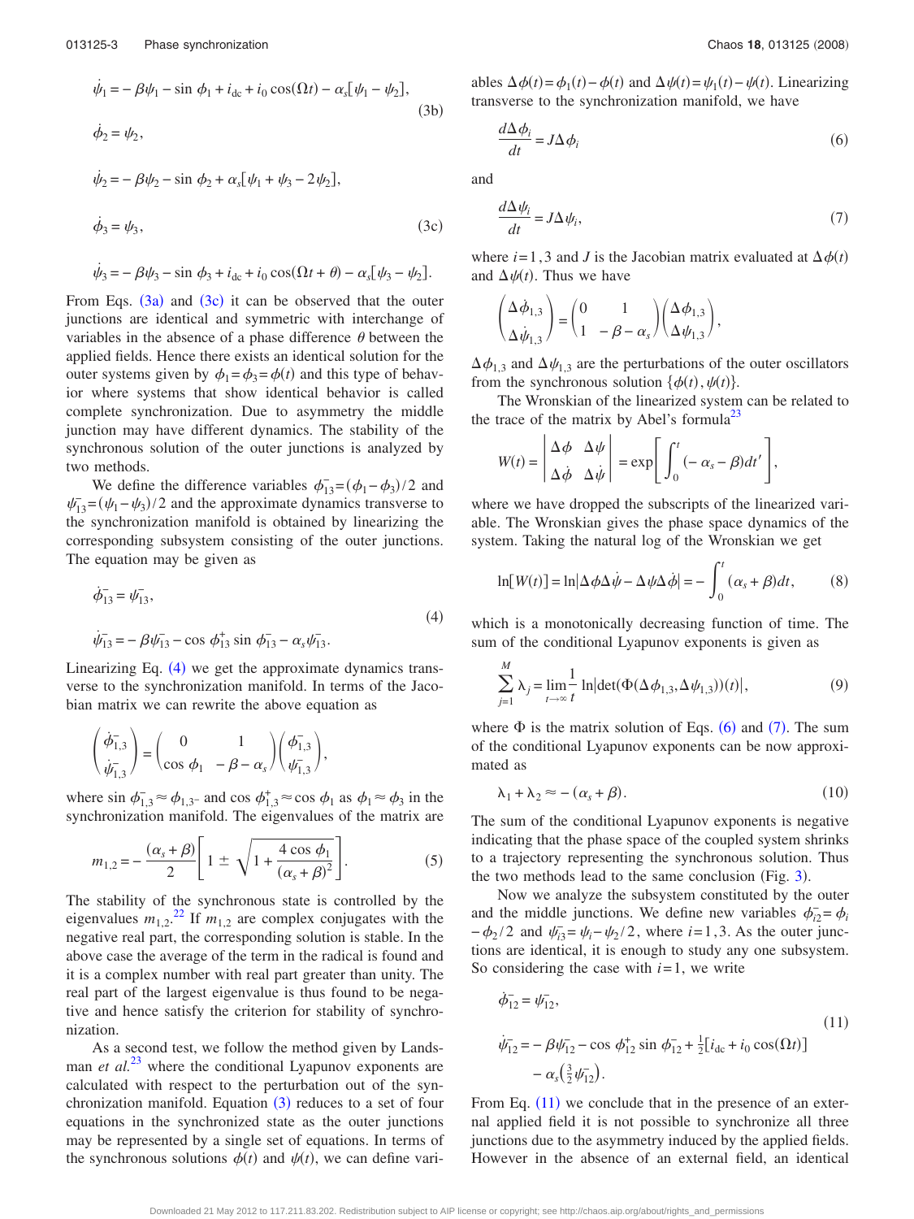$$\dot{\psi}_1 = -\beta\psi_1 - \sin\phi_1 + i_{dc} + i_0\cos(\Omega t) - \alpha_s[\psi_1 - \psi_2], \tag{3b}$$

$$\dot{\phi}_2 = \psi_2,$$

$$\dot{\psi}_2 = -\beta\psi_2 - \sin\phi_2 + \alpha_s[\psi_1 + \psi_3 - 2\psi_2],$$

$$\dot{\phi}_3 = \psi_3, \tag{3c}$$

$$\dot{\psi}_3 = -\beta\psi_3 - \sin\phi_3 + i_{dc} + i_0\cos(\Omega t + \theta) - \alpha_s[\psi_3 - \psi_2].$$

From Eqs. (3a) and (3c) it can be observed that the outer junctions are identical and symmetric with interchange of variables in the absence of a phase difference $\theta$ between the applied fields. Hence there exists an identical solution for the outer systems given by $\phi_1 = \phi_3 = \phi(t)$ and this type of behavior where systems that show identical behavior is called complete synchronization. Due to asymmetry the middle junction may have different dynamics. The stability of the synchronous solution of the outer junctions is analyzed by two methods.

We define the difference variables $\phi_{13}^- = (\phi_1 - \phi_3)/2$ and $\psi_{13}^- = (\psi_1 - \psi_3)/2$ and the approximate dynamics transverse to the synchronization manifold is obtained by linearizing the corresponding subsystem consisting of the outer junctions. The equation may be given as

$$\dot{\phi}_{13}^- = \psi_{13}^-,$$
$$\dot{\psi}_{13}^- = -\beta\psi_{13}^- - \cos\phi_{13}^+ \sin\phi_{13}^- - \alpha_s\psi_{13}^-. \tag{4}$$

Linearizing Eq. (4) we get the approximate dynamics transverse to the synchronization manifold. In terms of the Jacobian matrix we can rewrite the above equation as

$$\begin{pmatrix} \dot{\phi}_{1,3}^- \\ \dot{\psi}_{1,3}^- \end{pmatrix} = \begin{pmatrix} 0 & 1 \\ \cos\phi_1 & -\beta - \alpha_s \end{pmatrix} \begin{pmatrix} \phi_{1,3}^- \\ \psi_{1,3}^- \end{pmatrix},$$

where $\sin\phi_{1,3}^- \approx \phi_{1,3^-}$ and $\cos\phi_{1,3}^+ \approx \cos\phi_1$ as $\phi_1 \approx \phi_3$ in the synchronization manifold. The eigenvalues of the matrix are

$$m_{1,2} = -\frac{(\alpha_s + \beta)}{2}\left[1 \pm \sqrt{1 + \frac{4\cos\phi_1}{(\alpha_s + \beta)^2}}\right]. \tag{5}$$

The stability of the synchronous state is controlled by the eigenvalues $m_{1,2}$.[22] If $m_{1,2}$ are complex conjugates with the negative real part, the corresponding solution is stable. In the above case the average of the term in the radical is found and it is a complex number with real part greater than unity. The real part of the largest eigenvalue is thus found to be negative and hence satisfy the criterion for stability of synchronization.

As a second test, we follow the method given by Landsman *et al.*[23] where the conditional Lyapunov exponents are calculated with respect to the perturbation out of the synchronization manifold. Equation (3) reduces to a set of four equations in the synchronized state as the outer junctions may be represented by a single set of equations. In terms of the synchronous solutions $\phi(t)$ and $\psi(t)$, we can define variables $\Delta\phi(t) = \phi_1(t) - \phi(t)$ and $\Delta\psi(t) = \psi_1(t) - \psi(t)$. Linearizing transverse to the synchronization manifold, we have

$$\frac{d\Delta\phi_i}{dt} = J\Delta\phi_i \tag{6}$$

and

$$\frac{d\Delta\psi_i}{dt} = J\Delta\psi_i, \tag{7}$$

where $i=1,3$ and $J$ is the Jacobian matrix evaluated at $\Delta\phi(t)$ and $\Delta\psi(t)$. Thus we have

$$\begin{pmatrix} \Delta\dot{\phi}_{1,3} \\ \Delta\dot{\psi}_{1,3} \end{pmatrix} = \begin{pmatrix} 0 & 1 \\ 1 & -\beta - \alpha_s \end{pmatrix} \begin{pmatrix} \Delta\phi_{1,3} \\ \Delta\psi_{1,3} \end{pmatrix},$$

$\Delta\phi_{1,3}$ and $\Delta\psi_{1,3}$ are the perturbations of the outer oscillators from the synchronous solution $\{\phi(t), \psi(t)\}$.

The Wronskian of the linearized system can be related to the trace of the matrix by Abel's formula[23]

$$W(t) = \begin{vmatrix} \Delta\phi & \Delta\psi \\ \Delta\dot{\phi} & \Delta\dot{\psi} \end{vmatrix} = \exp\left[\int_0^t (-\alpha_s - \beta)dt'\right],$$

where we have dropped the subscripts of the linearized variable. The Wronskian gives the phase space dynamics of the system. Taking the natural log of the Wronskian we get

$$\ln[W(t)] = \ln|\Delta\phi\Delta\dot{\psi} - \Delta\psi\Delta\dot{\phi}| = -\int_0^t (\alpha_s + \beta)dt, \tag{8}$$

which is a monotonically decreasing function of time. The sum of the conditional Lyapunov exponents is given as

$$\sum_{j=1}^{M} \lambda_j = \lim_{t\to\infty}\frac{1}{t}\ln|\det(\Phi(\Delta\phi_{1,3}, \Delta\psi_{1,3}))(t)|, \tag{9}$$

where $\Phi$ is the matrix solution of Eqs. (6) and (7). The sum of the conditional Lyapunov exponents can be now approximated as

$$\lambda_1 + \lambda_2 \approx -(\alpha_s + \beta). \tag{10}$$

The sum of the conditional Lyapunov exponents is negative indicating that the phase space of the coupled system shrinks to a trajectory representing the synchronous solution. Thus the two methods lead to the same conclusion (Fig. 3).

Now we analyze the subsystem constituted by the outer and the middle junctions. We define new variables $\phi_{i2}^- = \phi_i - \phi_2/2$ and $\psi_{i3}^- = \psi_i - \psi_2/2$, where $i=1,3$. As the outer junctions are identical, it is enough to study any one subsystem. So considering the case with $i=1$, we write

$$\dot{\phi}_{12}^- = \psi_{12}^-,$$
$$\dot{\psi}_{12}^- = -\beta\psi_{12}^- - \cos\phi_{12}^+ \sin\phi_{12}^- + \tfrac{1}{2}[i_{dc} + i_0\cos(\Omega t)] - \alpha_s\left(\tfrac{3}{2}\psi_{12}^-\right). \tag{11}$$

From Eq. (11) we conclude that in the presence of an external applied field it is not possible to synchronize all three junctions due to the asymmetry induced by the applied fields. However in the absence of an external field, an identical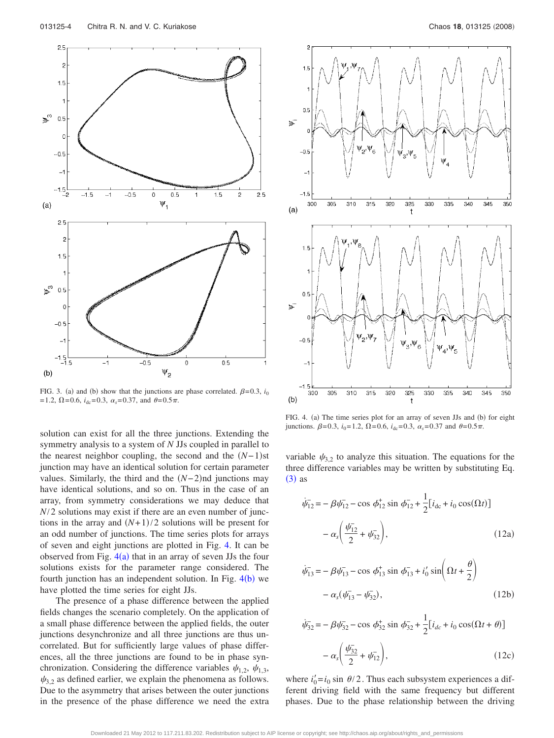FIG. 3. (a) and (b) show that the junctions are phase correlated. $\beta=0.3$, $i_0=1.2$, $\Omega=0.6$, $i_{dc}=0.3$, $\alpha_s=0.37$, and $\theta=0.5\pi$.

FIG. 4. (a) The time series plot for an array of seven JJs and (b) for eight junctions. $\beta=0.3$, $i_0=1.2$, $\Omega=0.6$, $i_{dc}=0.3$, $\alpha_s=0.37$ and $\theta=0.5\pi$.

solution can exist for all the three junctions. Extending the symmetry analysis to a system of $N$ JJs coupled in parallel to the nearest neighbor coupling, the second and the $(N-1)$st junction may have an identical solution for certain parameter values. Similarly, the third and the $(N-2)$nd junctions may have identical solutions, and so on. Thus in the case of an array, from symmetry considerations we may deduce that $N/2$ solutions may exist if there are an even number of junctions in the array and $(N+1)/2$ solutions will be present for an odd number of junctions. The time series plots for arrays of seven and eight junctions are plotted in Fig. 4. It can be observed from Fig. 4(a) that in an array of seven JJs the four solutions exists for the parameter range considered. The fourth junction has an independent solution. In Fig. 4(b) we have plotted the time series for eight JJs.

The presence of a phase difference between the applied fields changes the scenario completely. On the application of a small phase difference between the applied fields, the outer junctions desynchronize and all three junctions are thus uncorrelated. But for sufficiently large values of phase differences, all the three junctions are found to be in phase synchronization. Considering the difference variables $\psi_{1,2}$, $\psi_{1,3}$, $\psi_{3,2}$ as defined earlier, we explain the phenomena as follows. Due to the asymmetry that arises between the outer junctions in the presence of the phase difference we need the extra variable $\psi_{3,2}$ to analyze this situation. The equations for the three difference variables may be written by substituting Eq. (3) as

$$\dot{\psi}_{12}^{-} = -\beta\psi_{12}^{-} - \cos\phi_{12}^{+}\sin\phi_{12}^{-} + \frac{1}{2}[i_{dc} + i_0\cos(\Omega t)] - \alpha_s\left(\frac{\psi_{12}^{-}}{2} + \psi_{32}^{-}\right), \tag{12a}$$

$$\dot{\psi}_{13}^{-} = -\beta\psi_{13}^{-} - \cos\phi_{13}^{+}\sin\phi_{13}^{-} + i_0'\sin\left(\Omega t + \frac{\theta}{2}\right) - \alpha_s(\psi_{13}^{-} - \psi_{32}^{-}), \tag{12b}$$

$$\dot{\psi}_{32}^{-} = -\beta\psi_{32}^{-} - \cos\phi_{32}^{+}\sin\phi_{32}^{-} + \frac{1}{2}[i_{dc} + i_0\cos(\Omega t + \theta)] - \alpha_s\left(\frac{\psi_{32}^{-}}{2} + \psi_{12}^{-}\right), \tag{12c}$$

where $i_0' = i_0 \sin\theta/2$. Thus each subsystem experiences a different driving field with the same frequency but different phases. Due to the phase relationship between the driving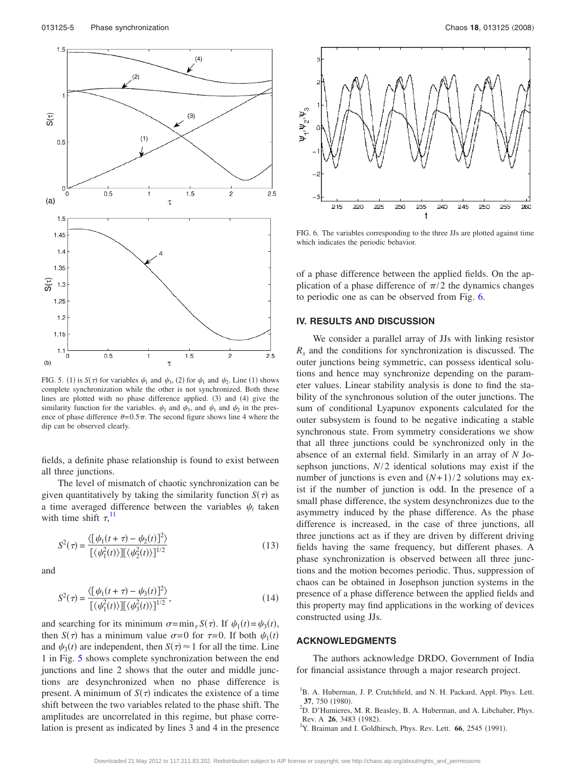FIG. 5. (1) is $S(\tau)$ for variables $\psi_1$ and $\psi_3$, (2) for $\psi_1$ and $\psi_2$. Line (1) shows complete synchronization while the other is not synchronized. Both these lines are plotted with no phase difference applied. (3) and (4) give the similarity function for the variables. $\psi_1$ and $\psi_3$, and $\psi_1$ and $\psi_2$ in the presence of phase difference $\theta=0.5\pi$. The second figure shows line 4 where the dip can be observed clearly.

fields, a definite phase relationship is found to exist between all three junctions.

The level of mismatch of chaotic synchronization can be given quantitatively by taking the similarity function $S(\tau)$ as a time averaged difference between the variables $\psi_i$ taken with time shift $\tau$,[11]

$$S^2(\tau) = \frac{\langle[\psi_1(t+\tau) - \psi_2(t)]^2\rangle}{[\langle\psi_1^2(t)\rangle][\langle\psi_2^2(t)\rangle]^{1/2}} \tag{13}$$

and

$$S^2(\tau) = \frac{\langle[\psi_1(t+\tau) - \psi_3(t)]^2\rangle}{[\langle\psi_1^2(t)\rangle][\langle\psi_3^2(t)\rangle]^{1/2}}, \tag{14}$$

and searching for its minimum $\sigma=\min_\tau S(\tau)$. If $\psi_1(t)=\psi_3(t)$, then $S(\tau)$ has a minimum value $\sigma=0$ for $\tau=0$. If both $\psi_1(t)$ and $\psi_3(t)$ are independent, then $S(\tau)\approx 1$ for all the time. Line 1 in Fig. 5 shows complete synchronization between the end junctions and line 2 shows that the outer and middle junctions are desynchronized when no phase difference is present. A minimum of $S(\tau)$ indicates the existence of a time shift between the two variables related to the phase shift. The amplitudes are uncorrelated in this regime, but phase correlation is present as indicated by lines 3 and 4 in the presence of a phase difference between the applied fields. On the application of a phase difference of $\pi/2$ the dynamics changes to periodic one as can be observed from Fig. 6.

FIG. 6. The variables corresponding to the three JJs are plotted against time which indicates the periodic behavior.

## IV. RESULTS AND DISCUSSION

We consider a parallel array of JJs with linking resistor $R_s$ and the conditions for synchronization is discussed. The outer junctions being symmetric, can possess identical solutions and hence may synchronize depending on the parameter values. Linear stability analysis is done to find the stability of the synchronous solution of the outer junctions. The sum of conditional Lyapunov exponents calculated for the outer subsystem is found to be negative indicating a stable synchronous state. From symmetry considerations we show that all three junctions could be synchronized only in the absence of an external field. Similarly in an array of $N$ Josephson junctions, $N/2$ identical solutions may exist if the number of junctions is even and $(N+1)/2$ solutions may exist if the number of junction is odd. In the presence of a small phase difference, the system desynchronizes due to the asymmetry induced by the phase difference. As the phase difference is increased, in the case of three junctions, all three junctions act as if they are driven by different driving fields having the same frequency, but different phases. A phase synchronization is observed between all three junctions and the motion becomes periodic. Thus, suppression of chaos can be obtained in Josephson junction systems in the presence of a phase difference between the applied fields and this property may find applications in the working of devices constructed using JJs.

## ACKNOWLEDGMENTS

The authors acknowledge DRDO, Government of India for financial assistance through a major research project.

[1] B. A. Huberman, J. P. Crutchfield, and N. H. Packard, Appl. Phys. Lett. **37**, 750 (1980).
[2] D. D'Humieres, M. R. Beasley, B. A. Huberman, and A. Libchaber, Phys. Rev. A **26**, 3483 (1982).
[3] Y. Braiman and I. Goldhirsch, Phys. Rev. Lett. **66**, 2545 (1991).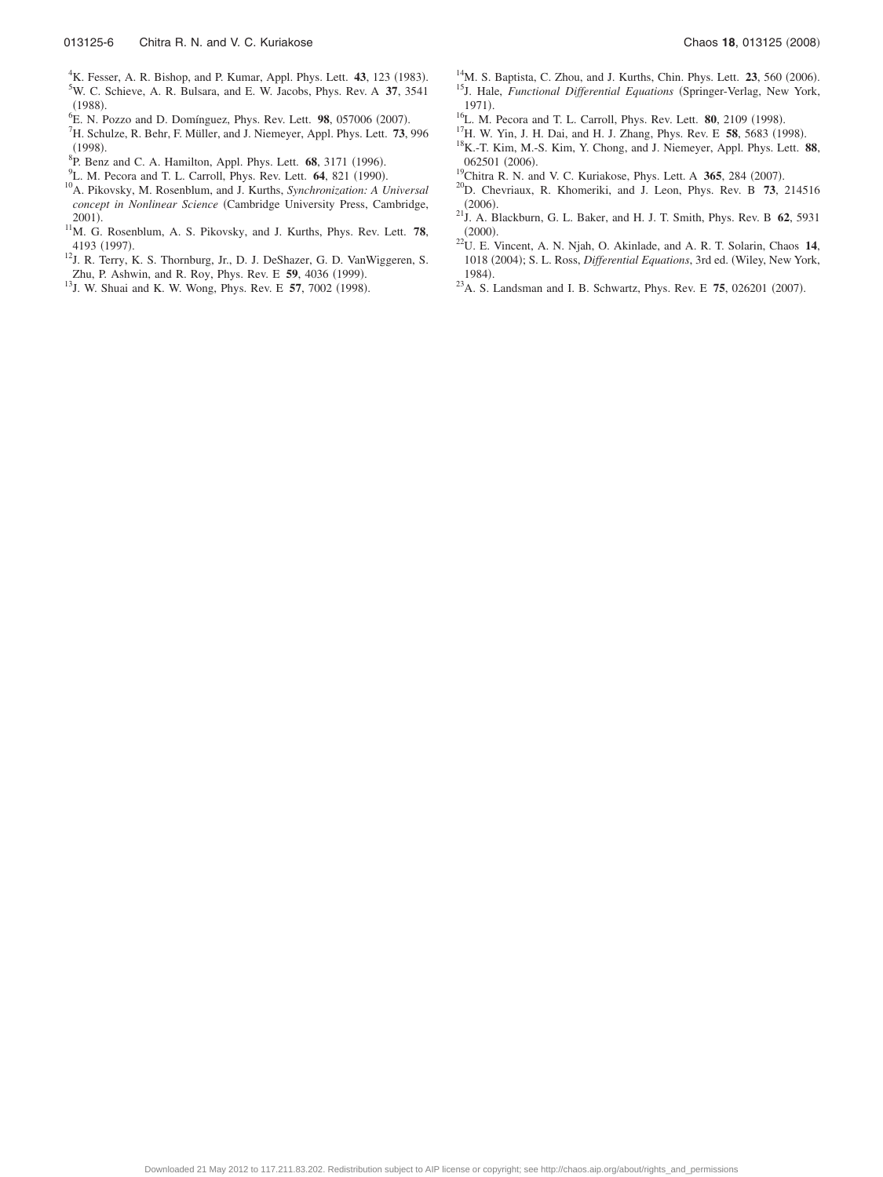[4] K. Fesser, A. R. Bishop, and P. Kumar, Appl. Phys. Lett. **43**, 123 (1983).

[5] W. C. Schieve, A. R. Bulsara, and E. W. Jacobs, Phys. Rev. A **37**, 3541 (1988).

[6] E. N. Pozzo and D. Domínguez, Phys. Rev. Lett. **98**, 057006 (2007).

[7] H. Schulze, R. Behr, F. Müller, and J. Niemeyer, Appl. Phys. Lett. **73**, 996 (1998).

[8] P. Benz and C. A. Hamilton, Appl. Phys. Lett. **68**, 3171 (1996).

[9] L. M. Pecora and T. L. Carroll, Phys. Rev. Lett. **64**, 821 (1990).

[10] A. Pikovsky, M. Rosenblum, and J. Kurths, *Synchronization: A Universal concept in Nonlinear Science* (Cambridge University Press, Cambridge, 2001).

[11] M. G. Rosenblum, A. S. Pikovsky, and J. Kurths, Phys. Rev. Lett. **78**, 4193 (1997).

[12] J. R. Terry, K. S. Thornburg, Jr., D. J. DeShazer, G. D. VanWiggeren, S. Zhu, P. Ashwin, and R. Roy, Phys. Rev. E **59**, 4036 (1999).

[13] J. W. Shuai and K. W. Wong, Phys. Rev. E **57**, 7002 (1998).

[14] M. S. Baptista, C. Zhou, and J. Kurths, Chin. Phys. Lett. **23**, 560 (2006).

[15] J. Hale, *Functional Differential Equations* (Springer-Verlag, New York, 1971).

[16] L. M. Pecora and T. L. Carroll, Phys. Rev. Lett. **80**, 2109 (1998).

[17] H. W. Yin, J. H. Dai, and H. J. Zhang, Phys. Rev. E **58**, 5683 (1998).

[18] K.-T. Kim, M.-S. Kim, Y. Chong, and J. Niemeyer, Appl. Phys. Lett. **88**, 062501 (2006).

[19] Chitra R. N. and V. C. Kuriakose, Phys. Lett. A **365**, 284 (2007).

[20] D. Chevriaux, R. Khomeriki, and J. Leon, Phys. Rev. B **73**, 214516 (2006).

[21] J. A. Blackburn, G. L. Baker, and H. J. T. Smith, Phys. Rev. B **62**, 5931 (2000).

[22] U. E. Vincent, A. N. Njah, O. Akinlade, and A. R. T. Solarin, Chaos **14**, 1018 (2004); S. L. Ross, *Differential Equations*, 3rd ed. (Wiley, New York, 1984).

[23] A. S. Landsman and I. B. Schwartz, Phys. Rev. E **75**, 026201 (2007).